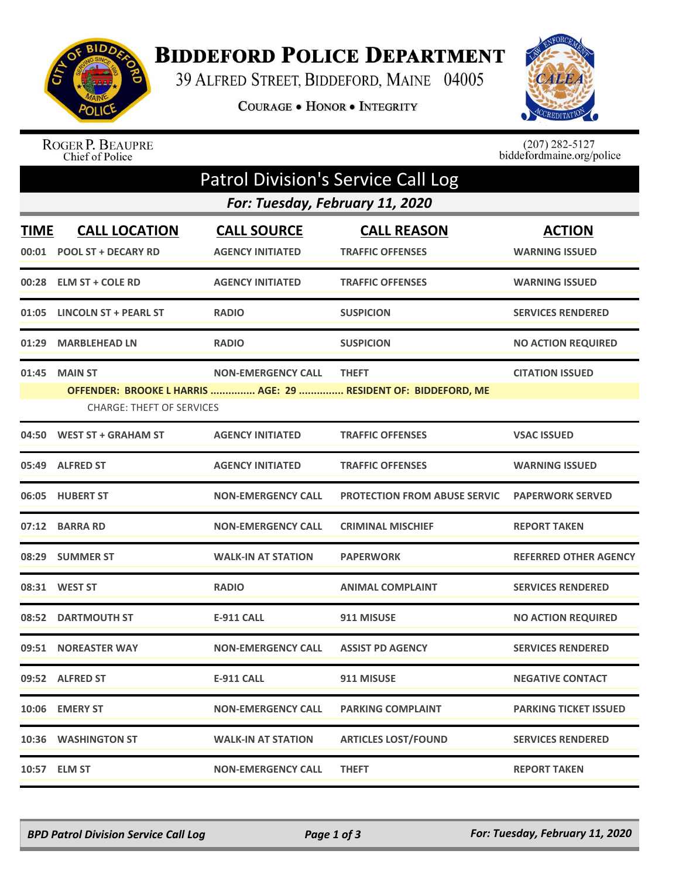# BIDDEFORD POLICE DEPARTMENT

39 ALFRED STREET, BIDDEFORD, MAINE 04005

COURAGE • HONOR • INTEGRITY

ROGER P. BEAUPRE
Chief of Police

(207) 282-5127
biddefordmaine.org/police

## Patrol Division's Service Call Log

### For: Tuesday, February 11, 2020

| TIME | CALL LOCATION | CALL SOURCE | CALL REASON | ACTION |
|---|---|---|---|---|
| 00:01 | POOL ST + DECARY RD | AGENCY INITIATED | TRAFFIC OFFENSES | WARNING ISSUED |
| 00:28 | ELM ST + COLE RD | AGENCY INITIATED | TRAFFIC OFFENSES | WARNING ISSUED |
| 01:05 | LINCOLN ST + PEARL ST | RADIO | SUSPICION | SERVICES RENDERED |
| 01:29 | MARBLEHEAD LN | RADIO | SUSPICION | NO ACTION REQUIRED |
| 01:45 | MAIN ST | NON-EMERGENCY CALL | THEFT | CITATION ISSUED |
| | OFFENDER: BROOKE L HARRIS ............... AGE: 29 ............... RESIDENT OF: BIDDEFORD, ME | | | |
| | CHARGE: THEFT OF SERVICES | | | |
| 04:50 | WEST ST + GRAHAM ST | AGENCY INITIATED | TRAFFIC OFFENSES | VSAC ISSUED |
| 05:49 | ALFRED ST | AGENCY INITIATED | TRAFFIC OFFENSES | WARNING ISSUED |
| 06:05 | HUBERT ST | NON-EMERGENCY CALL | PROTECTION FROM ABUSE SERVIC | PAPERWORK SERVED |
| 07:12 | BARRA RD | NON-EMERGENCY CALL | CRIMINAL MISCHIEF | REPORT TAKEN |
| 08:29 | SUMMER ST | WALK-IN AT STATION | PAPERWORK | REFERRED OTHER AGENCY |
| 08:31 | WEST ST | RADIO | ANIMAL COMPLAINT | SERVICES RENDERED |
| 08:52 | DARTMOUTH ST | E-911 CALL | 911 MISUSE | NO ACTION REQUIRED |
| 09:51 | NOREASTER WAY | NON-EMERGENCY CALL | ASSIST PD AGENCY | SERVICES RENDERED |
| 09:52 | ALFRED ST | E-911 CALL | 911 MISUSE | NEGATIVE CONTACT |
| 10:06 | EMERY ST | NON-EMERGENCY CALL | PARKING COMPLAINT | PARKING TICKET ISSUED |
| 10:36 | WASHINGTON ST | WALK-IN AT STATION | ARTICLES LOST/FOUND | SERVICES RENDERED |
| 10:57 | ELM ST | NON-EMERGENCY CALL | THEFT | REPORT TAKEN |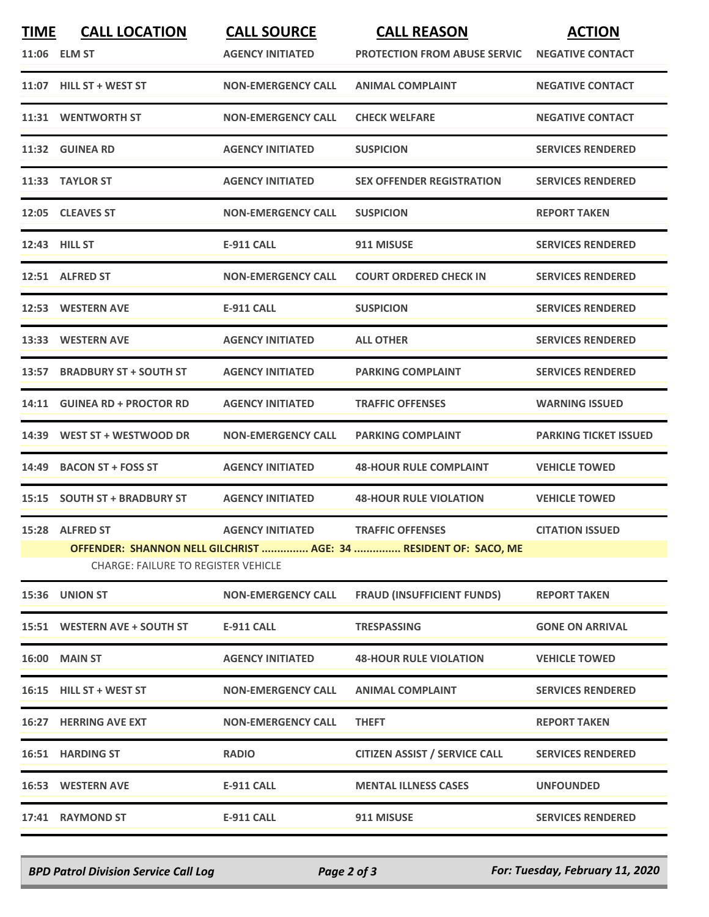| TIME | CALL LOCATION | CALL SOURCE | CALL REASON | ACTION |
|---|---|---|---|---|
| 11:06 | ELM ST | AGENCY INITIATED | PROTECTION FROM ABUSE SERVIC | NEGATIVE CONTACT |
| 11:07 | HILL ST + WEST ST | NON-EMERGENCY CALL | ANIMAL COMPLAINT | NEGATIVE CONTACT |
| 11:31 | WENTWORTH ST | NON-EMERGENCY CALL | CHECK WELFARE | NEGATIVE CONTACT |
| 11:32 | GUINEA RD | AGENCY INITIATED | SUSPICION | SERVICES RENDERED |
| 11:33 | TAYLOR ST | AGENCY INITIATED | SEX OFFENDER REGISTRATION | SERVICES RENDERED |
| 12:05 | CLEAVES ST | NON-EMERGENCY CALL | SUSPICION | REPORT TAKEN |
| 12:43 | HILL ST | E-911 CALL | 911 MISUSE | SERVICES RENDERED |
| 12:51 | ALFRED ST | NON-EMERGENCY CALL | COURT ORDERED CHECK IN | SERVICES RENDERED |
| 12:53 | WESTERN AVE | E-911 CALL | SUSPICION | SERVICES RENDERED |
| 13:33 | WESTERN AVE | AGENCY INITIATED | ALL OTHER | SERVICES RENDERED |
| 13:57 | BRADBURY ST + SOUTH ST | AGENCY INITIATED | PARKING COMPLAINT | SERVICES RENDERED |
| 14:11 | GUINEA RD + PROCTOR RD | AGENCY INITIATED | TRAFFIC OFFENSES | WARNING ISSUED |
| 14:39 | WEST ST + WESTWOOD DR | NON-EMERGENCY CALL | PARKING COMPLAINT | PARKING TICKET ISSUED |
| 14:49 | BACON ST + FOSS ST | AGENCY INITIATED | 48-HOUR RULE COMPLAINT | VEHICLE TOWED |
| 15:15 | SOUTH ST + BRADBURY ST | AGENCY INITIATED | 48-HOUR RULE VIOLATION | VEHICLE TOWED |
| 15:28 | ALFRED ST | AGENCY INITIATED | TRAFFIC OFFENSES | CITATION ISSUED |
| | OFFENDER: SHANNON NELL GILCHRIST ............... AGE: 34 ............... RESIDENT OF: SACO, ME | | | |
| | CHARGE: FAILURE TO REGISTER VEHICLE | | | |
| 15:36 | UNION ST | NON-EMERGENCY CALL | FRAUD (INSUFFICIENT FUNDS) | REPORT TAKEN |
| 15:51 | WESTERN AVE + SOUTH ST | E-911 CALL | TRESPASSING | GONE ON ARRIVAL |
| 16:00 | MAIN ST | AGENCY INITIATED | 48-HOUR RULE VIOLATION | VEHICLE TOWED |
| 16:15 | HILL ST + WEST ST | NON-EMERGENCY CALL | ANIMAL COMPLAINT | SERVICES RENDERED |
| 16:27 | HERRING AVE EXT | NON-EMERGENCY CALL | THEFT | REPORT TAKEN |
| 16:51 | HARDING ST | RADIO | CITIZEN ASSIST / SERVICE CALL | SERVICES RENDERED |
| 16:53 | WESTERN AVE | E-911 CALL | MENTAL ILLNESS CASES | UNFOUNDED |
| 17:41 | RAYMOND ST | E-911 CALL | 911 MISUSE | SERVICES RENDERED |

*BPD Patrol Division Service Call Log* — *For: Tuesday, February 11, 2020*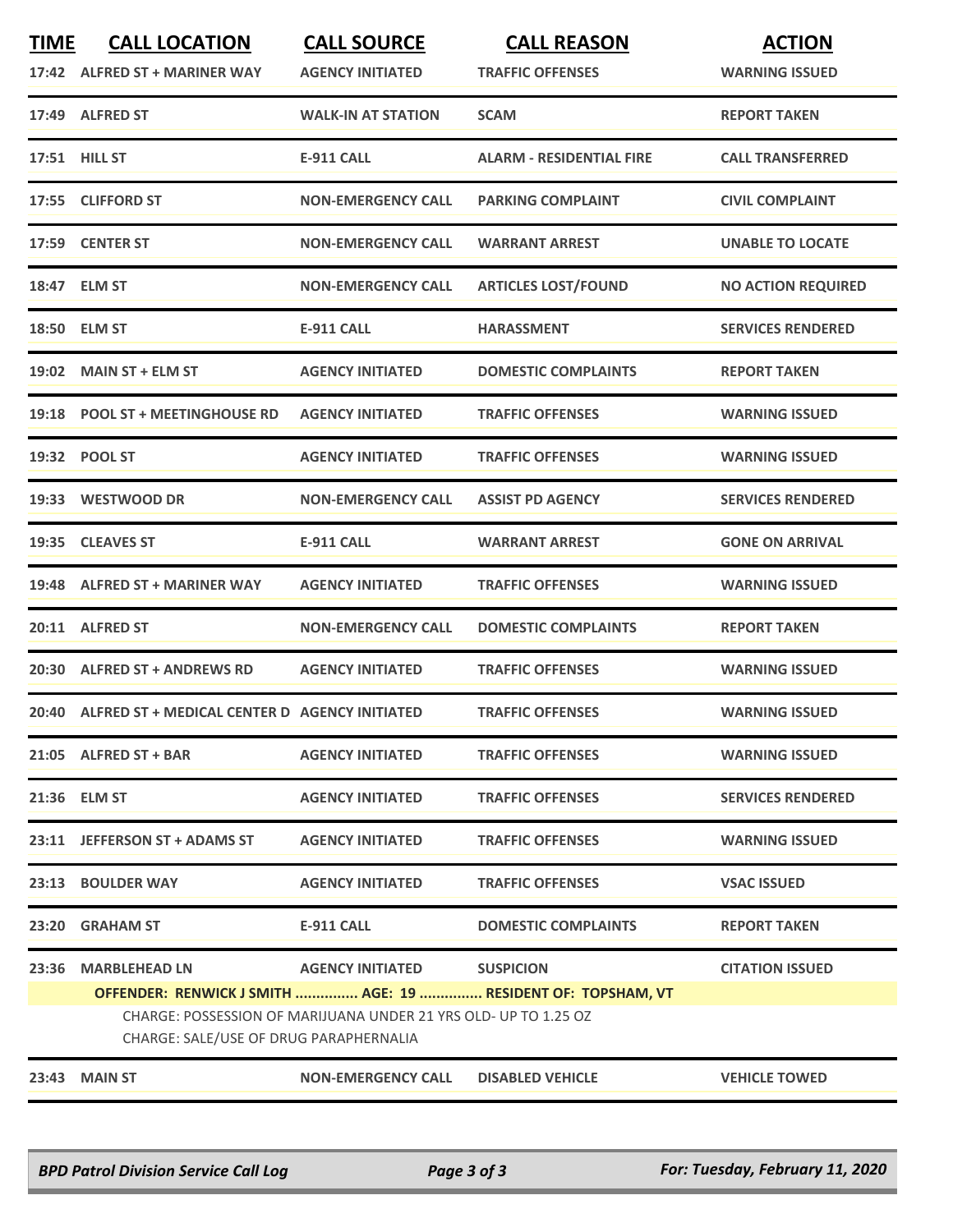| TIME | CALL LOCATION | CALL SOURCE | CALL REASON | ACTION |
|---|---|---|---|---|
| 17:42 | ALFRED ST + MARINER WAY | AGENCY INITIATED | TRAFFIC OFFENSES | WARNING ISSUED |
| 17:49 | ALFRED ST | WALK-IN AT STATION | SCAM | REPORT TAKEN |
| 17:51 | HILL ST | E-911 CALL | ALARM - RESIDENTIAL FIRE | CALL TRANSFERRED |
| 17:55 | CLIFFORD ST | NON-EMERGENCY CALL | PARKING COMPLAINT | CIVIL COMPLAINT |
| 17:59 | CENTER ST | NON-EMERGENCY CALL | WARRANT ARREST | UNABLE TO LOCATE |
| 18:47 | ELM ST | NON-EMERGENCY CALL | ARTICLES LOST/FOUND | NO ACTION REQUIRED |
| 18:50 | ELM ST | E-911 CALL | HARASSMENT | SERVICES RENDERED |
| 19:02 | MAIN ST + ELM ST | AGENCY INITIATED | DOMESTIC COMPLAINTS | REPORT TAKEN |
| 19:18 | POOL ST + MEETINGHOUSE RD | AGENCY INITIATED | TRAFFIC OFFENSES | WARNING ISSUED |
| 19:32 | POOL ST | AGENCY INITIATED | TRAFFIC OFFENSES | WARNING ISSUED |
| 19:33 | WESTWOOD DR | NON-EMERGENCY CALL | ASSIST PD AGENCY | SERVICES RENDERED |
| 19:35 | CLEAVES ST | E-911 CALL | WARRANT ARREST | GONE ON ARRIVAL |
| 19:48 | ALFRED ST + MARINER WAY | AGENCY INITIATED | TRAFFIC OFFENSES | WARNING ISSUED |
| 20:11 | ALFRED ST | NON-EMERGENCY CALL | DOMESTIC COMPLAINTS | REPORT TAKEN |
| 20:30 | ALFRED ST + ANDREWS RD | AGENCY INITIATED | TRAFFIC OFFENSES | WARNING ISSUED |
| 20:40 | ALFRED ST + MEDICAL CENTER D | AGENCY INITIATED | TRAFFIC OFFENSES | WARNING ISSUED |
| 21:05 | ALFRED ST + BAR | AGENCY INITIATED | TRAFFIC OFFENSES | WARNING ISSUED |
| 21:36 | ELM ST | AGENCY INITIATED | TRAFFIC OFFENSES | SERVICES RENDERED |
| 23:11 | JEFFERSON ST + ADAMS ST | AGENCY INITIATED | TRAFFIC OFFENSES | WARNING ISSUED |
| 23:13 | BOULDER WAY | AGENCY INITIATED | TRAFFIC OFFENSES | VSAC ISSUED |
| 23:20 | GRAHAM ST | E-911 CALL | DOMESTIC COMPLAINTS | REPORT TAKEN |
| 23:36 | MARBLEHEAD LN | AGENCY INITIATED | SUSPICION | CITATION ISSUED |
| | **OFFENDER: RENWICK J SMITH ............... AGE: 19 ............... RESIDENT OF: TOPSHAM, VT** | | | |
| | CHARGE: POSSESSION OF MARIJUANA UNDER 21 YRS OLD- UP TO 1.25 OZ<br>CHARGE: SALE/USE OF DRUG PARAPHERNALIA | | | |
| 23:43 | MAIN ST | NON-EMERGENCY CALL | DISABLED VEHICLE | VEHICLE TOWED |